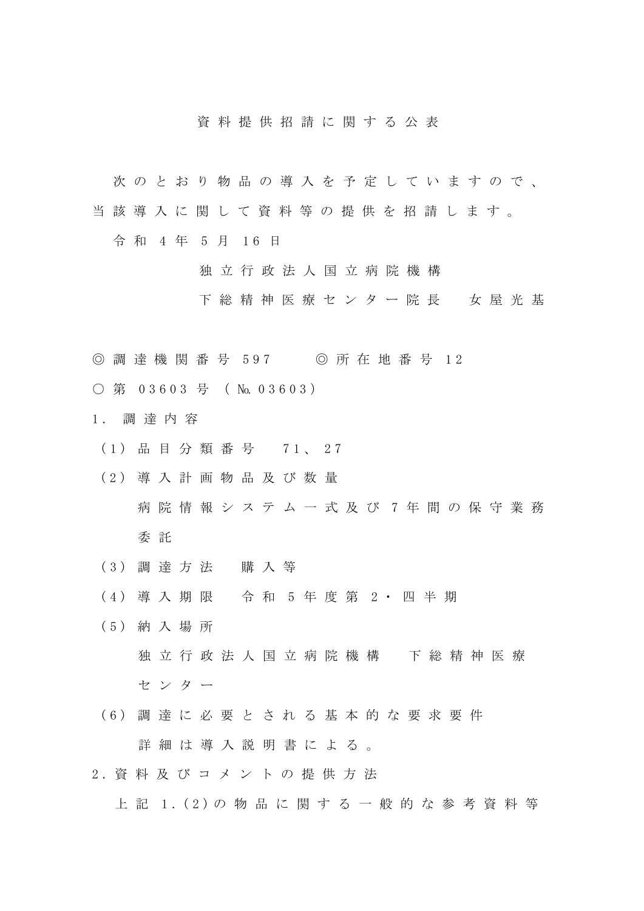# 資料提供招請に関する公表

次のとおり物品の導入を予定していますので、当該導入に関して資料等の提供を招請します。

令和4年5月16日

独立行政法人国立病院機構

下総精神医療センター院長　女屋光基

◎調達機関番号 597　　◎所在地番号 12

○第03603号（No.03603）

1．調達内容

（1）品目分類番号　71、27

（2）導入計画物品及び数量

病院情報システム一式及び7年間の保守業務委託

（3）調達方法　購入等

（4）導入期限　令和5年度第2・四半期

（5）納入場所

独立行政法人国立病院機構　下総精神医療センター

（6）調達に必要とされる基本的な要求要件

詳細は導入説明書による。

2．資料及びコメントの提供方法

上記1.(2)の物品に関する一般的な参考資料等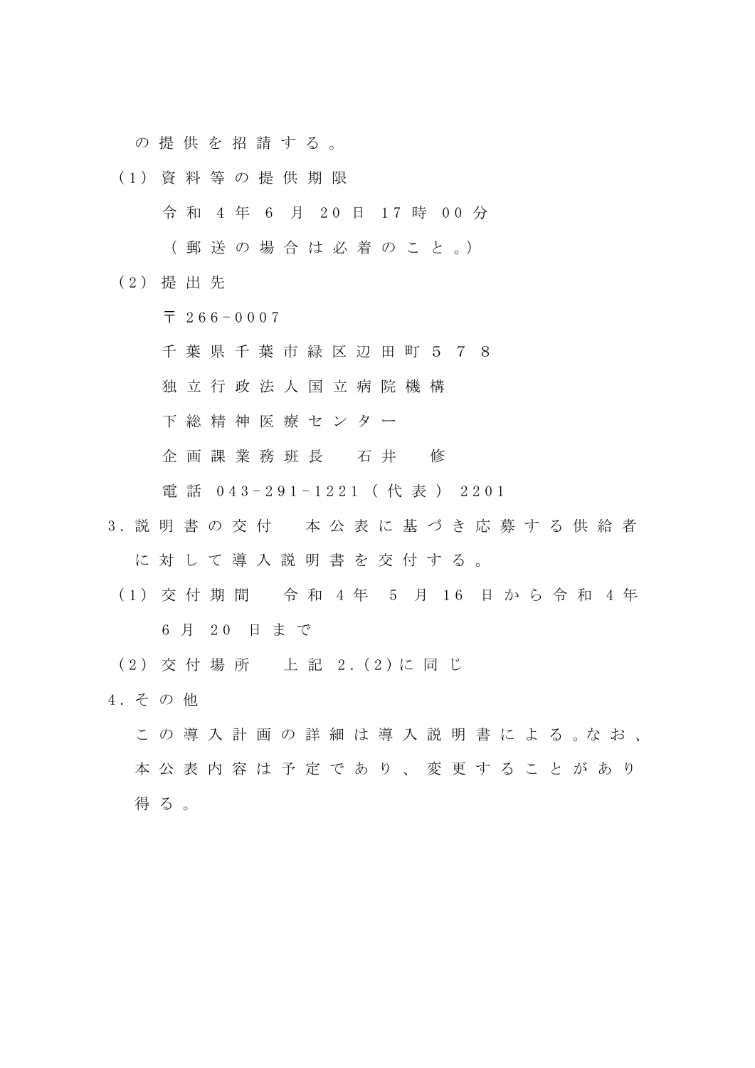の提供を招請する。

（1）資料等の提供期限

令和4年6月20日17時00分

（郵送の場合は必着のこと。）

（2）提出先

〒266-0007

千葉県千葉市緑区辺田町578

独立行政法人国立病院機構

下総精神医療センター

企画課業務班長　石井　修

電話 043-291-1221（代表）2201

3.説明書の交付　本公表に基づき応募する供給者に対して導入説明書を交付する。

（1）交付期間　令和4年5月16日から令和4年6月20日まで

（2）交付場所　上記2.(2)に同じ

4.その他

この導入計画の詳細は導入説明書による。なお、本公表内容は予定であり、変更することがあり得る。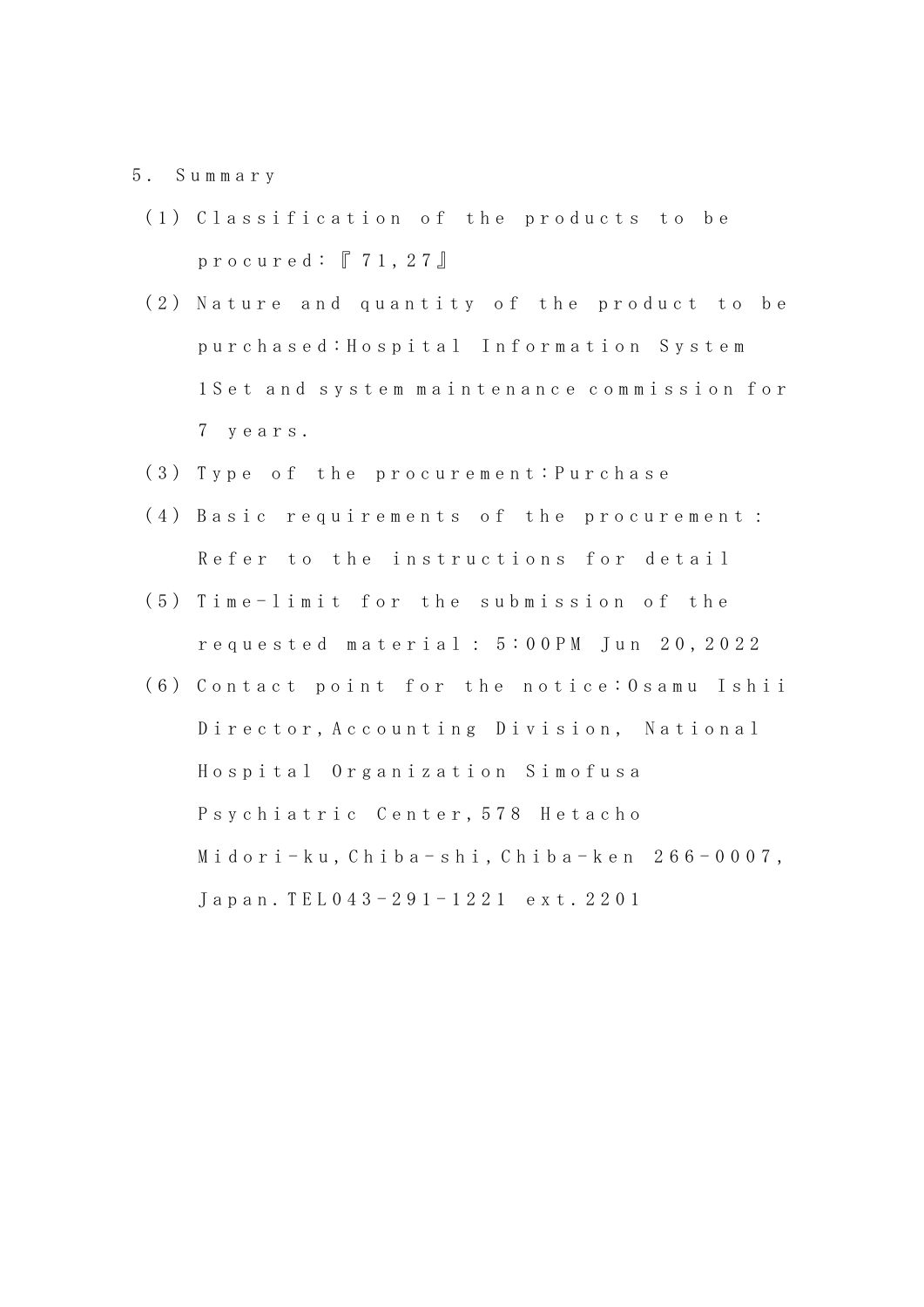5．Summary

(1) Classification of the products to be procured:『71,27』

(2) Nature and quantity of the product to be purchased:Hospital Information System 1Set and system maintenance commission for 7 years.

(3) Type of the procurement:Purchase

(4) Basic requirements of the procurement : Refer to the instructions for detail

(5) Time-limit for the submission of the requested material : 5:00PM Jun 20,2022

(6) Contact point for the notice:Osamu Ishii Director,Accounting Division, National Hospital Organization Simofusa Psychiatric Center,578 Hetacho Midori-ku,Chiba-shi,Chiba-ken 266-0007, Japan.TEL043-291-1221 ext.2201